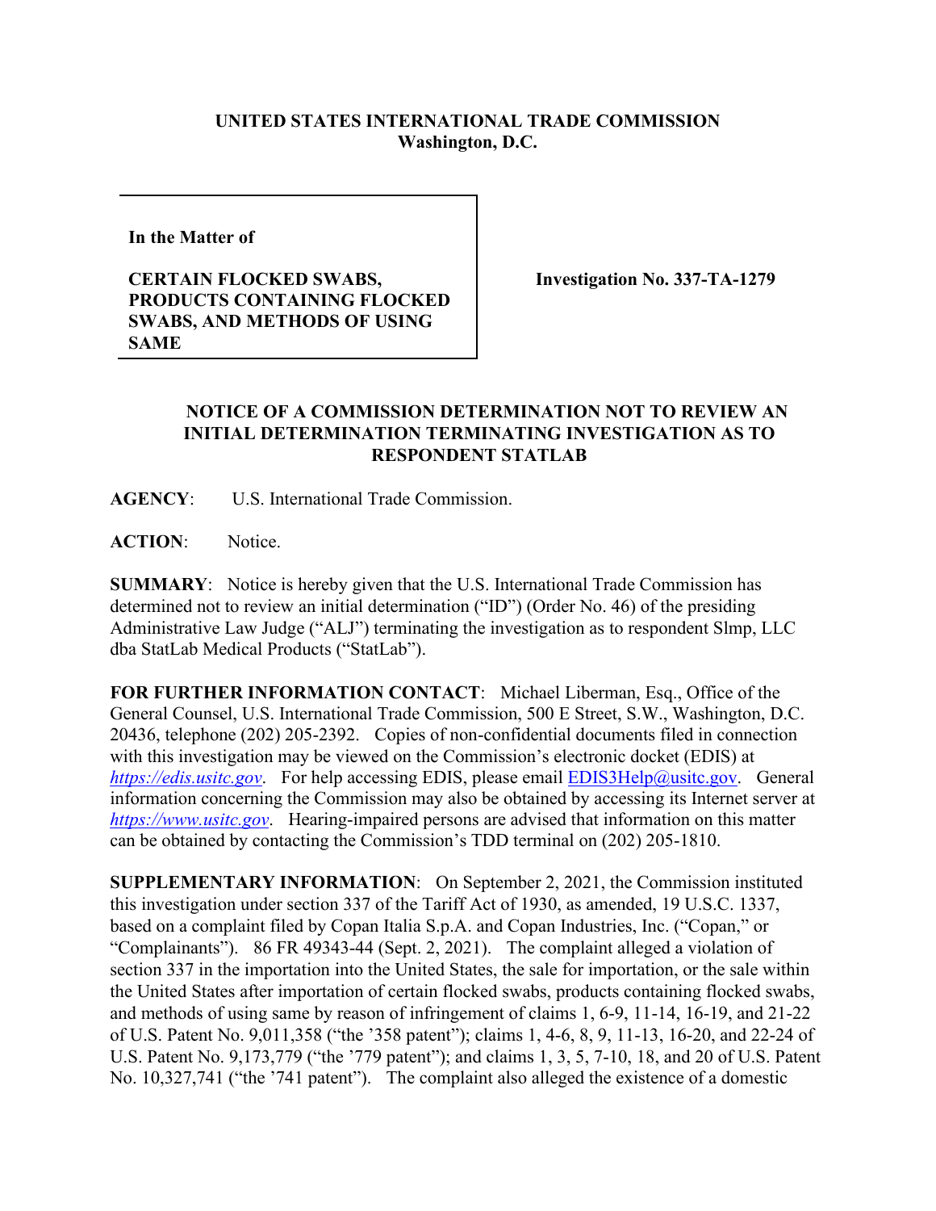**UNITED STATES INTERNATIONAL TRADE COMMISSION**
**Washington, D.C.**

| In the Matter of<br><br>**CERTAIN FLOCKED SWABS, PRODUCTS CONTAINING FLOCKED SWABS, AND METHODS OF USING SAME** | **Investigation No. 337-TA-1279** |
| --- | --- |

**NOTICE OF A COMMISSION DETERMINATION NOT TO REVIEW AN INITIAL DETERMINATION TERMINATING INVESTIGATION AS TO RESPONDENT STATLAB**

**AGENCY**: U.S. International Trade Commission.

**ACTION**: Notice.

**SUMMARY**: Notice is hereby given that the U.S. International Trade Commission has determined not to review an initial determination ("ID") (Order No. 46) of the presiding Administrative Law Judge ("ALJ") terminating the investigation as to respondent Slmp, LLC dba StatLab Medical Products ("StatLab").

**FOR FURTHER INFORMATION CONTACT**: Michael Liberman, Esq., Office of the General Counsel, U.S. International Trade Commission, 500 E Street, S.W., Washington, D.C. 20436, telephone (202) 205-2392. Copies of non-confidential documents filed in connection with this investigation may be viewed on the Commission's electronic docket (EDIS) at *https://edis.usitc.gov*. For help accessing EDIS, please email EDIS3Help@usitc.gov. General information concerning the Commission may also be obtained by accessing its Internet server at *https://www.usitc.gov*. Hearing-impaired persons are advised that information on this matter can be obtained by contacting the Commission's TDD terminal on (202) 205-1810.

**SUPPLEMENTARY INFORMATION**: On September 2, 2021, the Commission instituted this investigation under section 337 of the Tariff Act of 1930, as amended, 19 U.S.C. 1337, based on a complaint filed by Copan Italia S.p.A. and Copan Industries, Inc. ("Copan," or "Complainants"). 86 FR 49343-44 (Sept. 2, 2021). The complaint alleged a violation of section 337 in the importation into the United States, the sale for importation, or the sale within the United States after importation of certain flocked swabs, products containing flocked swabs, and methods of using same by reason of infringement of claims 1, 6-9, 11-14, 16-19, and 21-22 of U.S. Patent No. 9,011,358 ("the '358 patent"); claims 1, 4-6, 8, 9, 11-13, 16-20, and 22-24 of U.S. Patent No. 9,173,779 ("the '779 patent"); and claims 1, 3, 5, 7-10, 18, and 20 of U.S. Patent No. 10,327,741 ("the '741 patent"). The complaint also alleged the existence of a domestic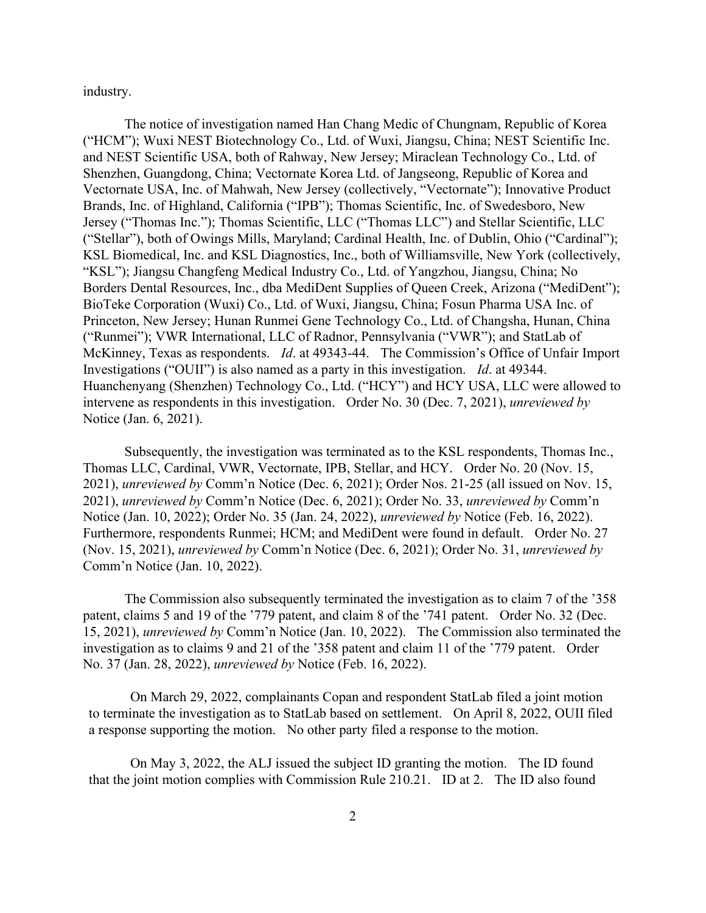industry.

The notice of investigation named Han Chang Medic of Chungnam, Republic of Korea ("HCM"); Wuxi NEST Biotechnology Co., Ltd. of Wuxi, Jiangsu, China; NEST Scientific Inc. and NEST Scientific USA, both of Rahway, New Jersey; Miraclean Technology Co., Ltd. of Shenzhen, Guangdong, China; Vectornate Korea Ltd. of Jangseong, Republic of Korea and Vectornate USA, Inc. of Mahwah, New Jersey (collectively, "Vectornate"); Innovative Product Brands, Inc. of Highland, California ("IPB"); Thomas Scientific, Inc. of Swedesboro, New Jersey ("Thomas Inc."); Thomas Scientific, LLC ("Thomas LLC") and Stellar Scientific, LLC ("Stellar"), both of Owings Mills, Maryland; Cardinal Health, Inc. of Dublin, Ohio ("Cardinal"); KSL Biomedical, Inc. and KSL Diagnostics, Inc., both of Williamsville, New York (collectively, "KSL"); Jiangsu Changfeng Medical Industry Co., Ltd. of Yangzhou, Jiangsu, China; No Borders Dental Resources, Inc., dba MediDent Supplies of Queen Creek, Arizona ("MediDent"); BioTeke Corporation (Wuxi) Co., Ltd. of Wuxi, Jiangsu, China; Fosun Pharma USA Inc. of Princeton, New Jersey; Hunan Runmei Gene Technology Co., Ltd. of Changsha, Hunan, China ("Runmei"); VWR International, LLC of Radnor, Pennsylvania ("VWR"); and StatLab of McKinney, Texas as respondents. *Id*. at 49343-44. The Commission's Office of Unfair Import Investigations ("OUII") is also named as a party in this investigation. *Id*. at 49344. Huanchenyang (Shenzhen) Technology Co., Ltd. ("HCY") and HCY USA, LLC were allowed to intervene as respondents in this investigation. Order No. 30 (Dec. 7, 2021), *unreviewed by* Notice (Jan. 6, 2021).

Subsequently, the investigation was terminated as to the KSL respondents, Thomas Inc., Thomas LLC, Cardinal, VWR, Vectornate, IPB, Stellar, and HCY. Order No. 20 (Nov. 15, 2021), *unreviewed by* Comm'n Notice (Dec. 6, 2021); Order Nos. 21-25 (all issued on Nov. 15, 2021), *unreviewed by* Comm'n Notice (Dec. 6, 2021); Order No. 33, *unreviewed by* Comm'n Notice (Jan. 10, 2022); Order No. 35 (Jan. 24, 2022), *unreviewed by* Notice (Feb. 16, 2022). Furthermore, respondents Runmei; HCM; and MediDent were found in default. Order No. 27 (Nov. 15, 2021), *unreviewed by* Comm'n Notice (Dec. 6, 2021); Order No. 31, *unreviewed by* Comm'n Notice (Jan. 10, 2022).

The Commission also subsequently terminated the investigation as to claim 7 of the '358 patent, claims 5 and 19 of the '779 patent, and claim 8 of the '741 patent. Order No. 32 (Dec. 15, 2021), *unreviewed by* Comm'n Notice (Jan. 10, 2022). The Commission also terminated the investigation as to claims 9 and 21 of the '358 patent and claim 11 of the '779 patent. Order No. 37 (Jan. 28, 2022), *unreviewed by* Notice (Feb. 16, 2022).

On March 29, 2022, complainants Copan and respondent StatLab filed a joint motion to terminate the investigation as to StatLab based on settlement. On April 8, 2022, OUII filed a response supporting the motion. No other party filed a response to the motion.

On May 3, 2022, the ALJ issued the subject ID granting the motion. The ID found that the joint motion complies with Commission Rule 210.21. ID at 2. The ID also found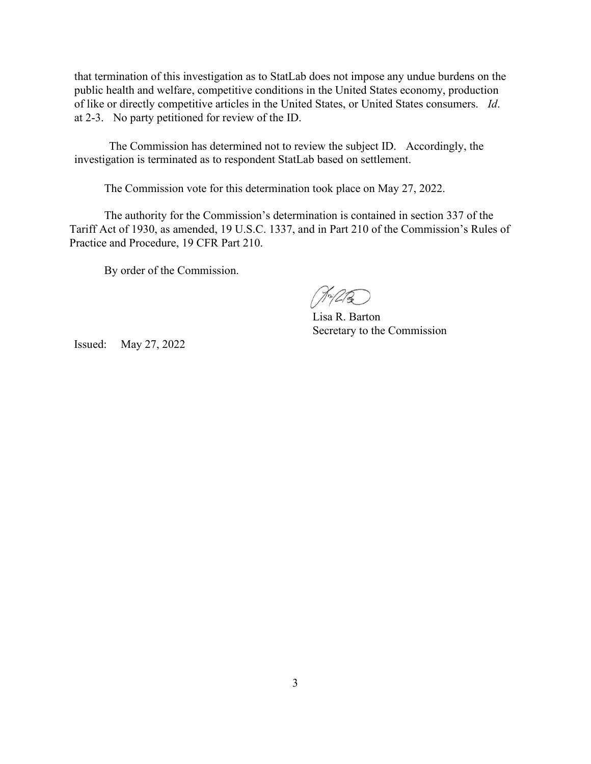that termination of this investigation as to StatLab does not impose any undue burdens on the public health and welfare, competitive conditions in the United States economy, production of like or directly competitive articles in the United States, or United States consumers. *Id*. at 2-3. No party petitioned for review of the ID.

The Commission has determined not to review the subject ID. Accordingly, the investigation is terminated as to respondent StatLab based on settlement.

The Commission vote for this determination took place on May 27, 2022.

The authority for the Commission's determination is contained in section 337 of the Tariff Act of 1930, as amended, 19 U.S.C. 1337, and in Part 210 of the Commission's Rules of Practice and Procedure, 19 CFR Part 210.

By order of the Commission.

Lisa R. Barton
Secretary to the Commission

Issued: May 27, 2022